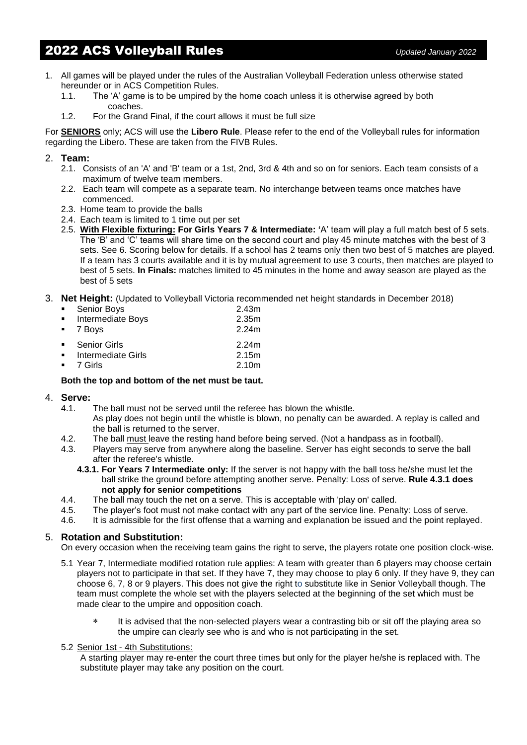# 2022 ACS Volleyball Rules

*Updated January 2022*

1. All games will be played under the rules of the Australian Volleyball Federation unless otherwise stated hereunder or in ACS Competition Rules.
   1.1. The 'A' game is to be umpired by the home coach unless it is otherwise agreed by both coaches.
   1.2. For the Grand Final, if the court allows it must be full size

For **SENIORS** only; ACS will use the **Libero Rule**. Please refer to the end of the Volleyball rules for information regarding the Libero. These are taken from the FIVB Rules.

2. **Team:**
   2.1. Consists of an 'A' and 'B' team or a 1st, 2nd, 3rd & 4th and so on for seniors. Each team consists of a maximum of twelve team members.
   2.2. Each team will compete as a separate team. No interchange between teams once matches have commenced.
   2.3. Home team to provide the balls
   2.4. Each team is limited to 1 time out per set
   2.5. **With Flexible fixturing: For Girls Years 7 & Intermediate:** 'A' team will play a full match best of 5 sets. The 'B' and 'C' teams will share time on the second court and play 45 minute matches with the best of 3 sets. See 6. Scoring below for details. If a school has 2 teams only then two best of 5 matches are played. If a team has 3 courts available and it is by mutual agreement to use 3 courts, then matches are played to best of 5 sets. **In Finals:** matches limited to 45 minutes in the home and away season are played as the best of 5 sets

3. **Net Height:** (Updated to Volleyball Victoria recommended net height standards in December 2018)
   - Senior Boys 2.43m
   - Intermediate Boys 2.35m
   - 7 Boys 2.24m
   - Senior Girls 2.24m
   - Intermediate Girls 2.15m
   - 7 Girls 2.10m

   **Both the top and bottom of the net must be taut.**

4. **Serve:**
   4.1. The ball must not be served until the referee has blown the whistle. As play does not begin until the whistle is blown, no penalty can be awarded. A replay is called and the ball is returned to the server.
   4.2. The ball must leave the resting hand before being served. (Not a handpass as in football).
   4.3. Players may serve from anywhere along the baseline. Server has eight seconds to serve the ball after the referee's whistle.
      **4.3.1. For Years 7 Intermediate only:** If the server is not happy with the ball toss he/she must let the ball strike the ground before attempting another serve. Penalty: Loss of serve. **Rule 4.3.1 does not apply for senior competitions**
   4.4. The ball may touch the net on a serve. This is acceptable with 'play on' called.
   4.5. The player's foot must not make contact with any part of the service line. Penalty: Loss of serve.
   4.6. It is admissible for the first offense that a warning and explanation be issued and the point replayed.

5. **Rotation and Substitution:**
   On every occasion when the receiving team gains the right to serve, the players rotate one position clock-wise.

   5.1 Year 7, Intermediate modified rotation rule applies: A team with greater than 6 players may choose certain players not to participate in that set. If they have 7, they may choose to play 6 only. If they have 9, they can choose 6, 7, 8 or 9 players. This does not give the right to substitute like in Senior Volleyball though. The team must complete the whole set with the players selected at the beginning of the set which must be made clear to the umpire and opposition coach.

   - It is advised that the non-selected players wear a contrasting bib or sit off the playing area so the umpire can clearly see who is and who is not participating in the set.

   5.2 Senior 1st - 4th Substitutions:
   A starting player may re-enter the court three times but only for the player he/she is replaced with. The substitute player may take any position on the court.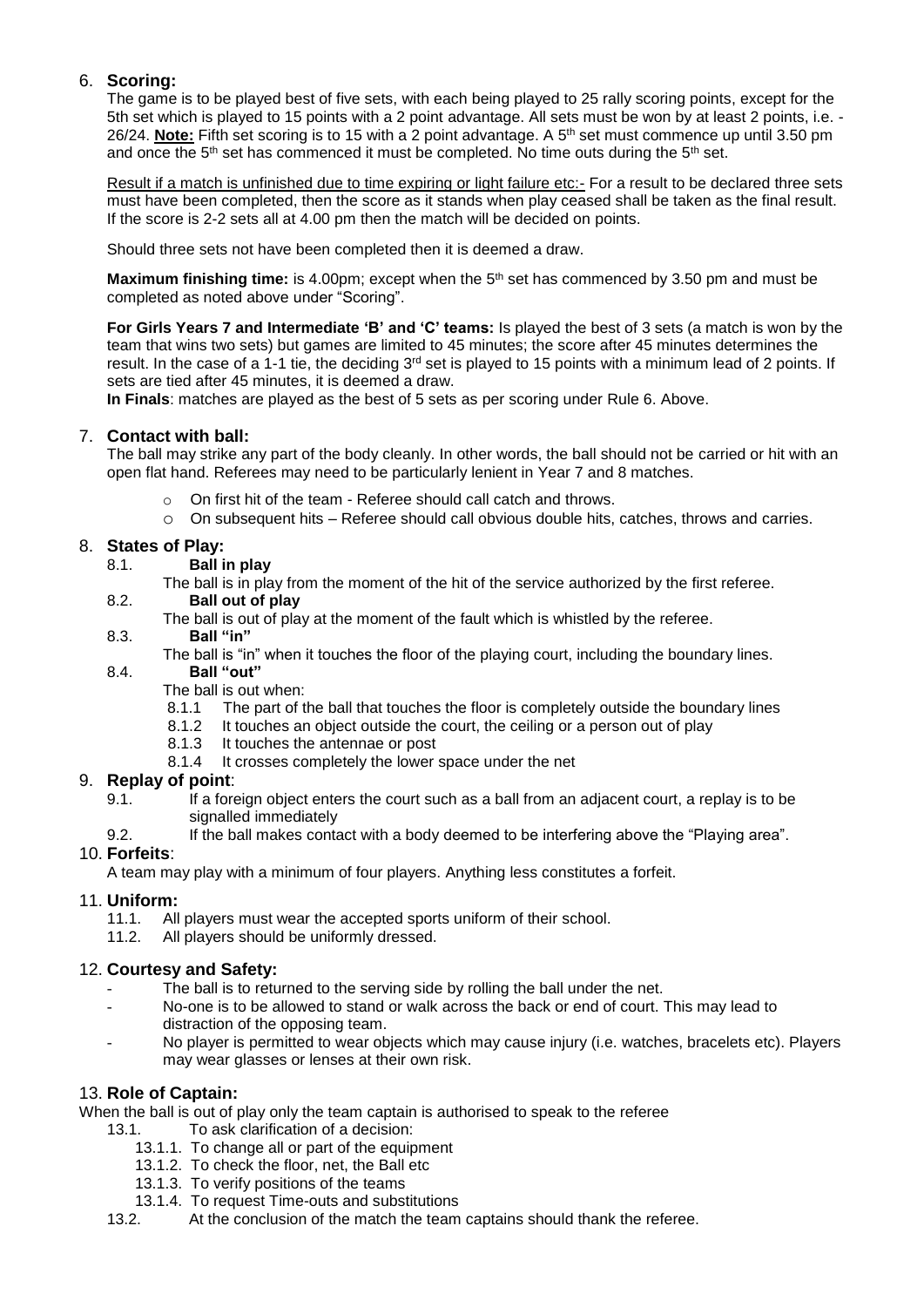## 6. Scoring:

The game is to be played best of five sets, with each being played to 25 rally scoring points, except for the 5th set which is played to 15 points with a 2 point advantage. All sets must be won by at least 2 points, i.e. - 26/24. **<u>Note:</u>** Fifth set scoring is to 15 with a 2 point advantage. A 5th set must commence up until 3.50 pm and once the 5th set has commenced it must be completed. No time outs during the 5th set.

<u>Result if a match is unfinished due to time expiring or light failure etc:-</u> For a result to be declared three sets must have been completed, then the score as it stands when play ceased shall be taken as the final result. If the score is 2-2 sets all at 4.00 pm then the match will be decided on points.

Should three sets not have been completed then it is deemed a draw.

**Maximum finishing time:** is 4.00pm; except when the 5th set has commenced by 3.50 pm and must be completed as noted above under "Scoring".

**For Girls Years 7 and Intermediate 'B' and 'C' teams:** Is played the best of 3 sets (a match is won by the team that wins two sets) but games are limited to 45 minutes; the score after 45 minutes determines the result. In the case of a 1-1 tie, the deciding 3rd set is played to 15 points with a minimum lead of 2 points. If sets are tied after 45 minutes, it is deemed a draw.

**In Finals**: matches are played as the best of 5 sets as per scoring under Rule 6. Above.

## 7. Contact with ball:

The ball may strike any part of the body cleanly. In other words, the ball should not be carried or hit with an open flat hand. Referees may need to be particularly lenient in Year 7 and 8 matches.

- On first hit of the team - Referee should call catch and throws.
- On subsequent hits – Referee should call obvious double hits, catches, throws and carries.

## 8. States of Play:

8.1. **Ball in play**

The ball is in play from the moment of the hit of the service authorized by the first referee.

8.2. **Ball out of play**

The ball is out of play at the moment of the fault which is whistled by the referee.

8.3. **Ball "in"**

The ball is "in" when it touches the floor of the playing court, including the boundary lines.

8.4. **Ball "out"**

The ball is out when:

8.1.1 The part of the ball that touches the floor is completely outside the boundary lines
8.1.2 It touches an object outside the court, the ceiling or a person out of play
8.1.3 It touches the antennae or post
8.1.4 It crosses completely the lower space under the net

## 9. Replay of point:

9.1. If a foreign object enters the court such as a ball from an adjacent court, a replay is to be signalled immediately

9.2. If the ball makes contact with a body deemed to be interfering above the "Playing area".

## 10. Forfeits:

A team may play with a minimum of four players. Anything less constitutes a forfeit.

## 11. Uniform:

11.1. All players must wear the accepted sports uniform of their school.
11.2. All players should be uniformly dressed.

## 12. Courtesy and Safety:

- The ball is to returned to the serving side by rolling the ball under the net.
- No-one is to be allowed to stand or walk across the back or end of court. This may lead to distraction of the opposing team.
- No player is permitted to wear objects which may cause injury (i.e. watches, bracelets etc). Players may wear glasses or lenses at their own risk.

## 13. Role of Captain:

When the ball is out of play only the team captain is authorised to speak to the referee

13.1. To ask clarification of a decision:

13.1.1. To change all or part of the equipment
13.1.2. To check the floor, net, the Ball etc
13.1.3. To verify positions of the teams
13.1.4. To request Time-outs and substitutions

13.2. At the conclusion of the match the team captains should thank the referee.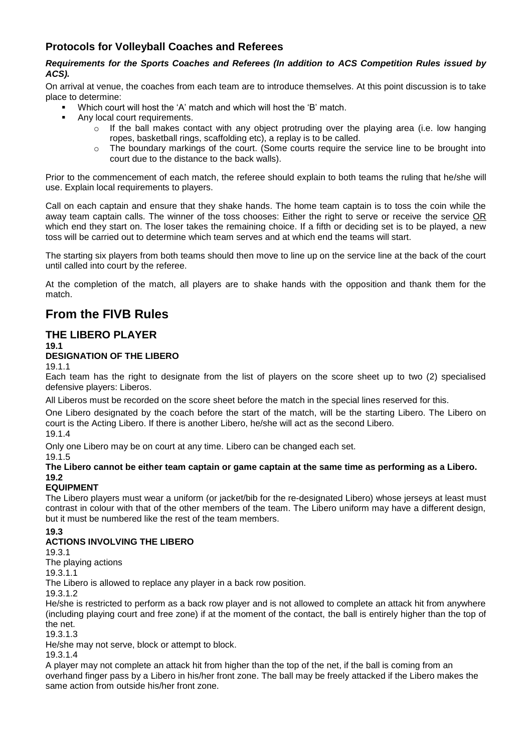## Protocols for Volleyball Coaches and Referees

***Requirements for the Sports Coaches and Referees (In addition to ACS Competition Rules issued by ACS).***

On arrival at venue, the coaches from each team are to introduce themselves. At this point discussion is to take place to determine:

- Which court will host the 'A' match and which will host the 'B' match.
- Any local court requirements.
  - If the ball makes contact with any object protruding over the playing area (i.e. low hanging ropes, basketball rings, scaffolding etc), a replay is to be called.
  - The boundary markings of the court. (Some courts require the service line to be brought into court due to the distance to the back walls).

Prior to the commencement of each match, the referee should explain to both teams the ruling that he/she will use. Explain local requirements to players.

Call on each captain and ensure that they shake hands. The home team captain is to toss the coin while the away team captain calls. The winner of the toss chooses: Either the right to serve or receive the service <u>OR</u> which end they start on. The loser takes the remaining choice. If a fifth or deciding set is to be played, a new toss will be carried out to determine which team serves and at which end the teams will start.

The starting six players from both teams should then move to line up on the service line at the back of the court until called into court by the referee.

At the completion of the match, all players are to shake hands with the opposition and thank them for the match.

# From the FIVB Rules

## THE LIBERO PLAYER

**19.1**

**DESIGNATION OF THE LIBERO**

19.1.1

Each team has the right to designate from the list of players on the score sheet up to two (2) specialised defensive players: Liberos.

All Liberos must be recorded on the score sheet before the match in the special lines reserved for this.

One Libero designated by the coach before the start of the match, will be the starting Libero. The Libero on court is the Acting Libero. If there is another Libero, he/she will act as the second Libero.

19.1.4

Only one Libero may be on court at any time. Libero can be changed each set.

19.1.5

**The Libero cannot be either team captain or game captain at the same time as performing as a Libero.**

**19.2**

**EQUIPMENT**

The Libero players must wear a uniform (or jacket/bib for the re-designated Libero) whose jerseys at least must contrast in colour with that of the other members of the team. The Libero uniform may have a different design, but it must be numbered like the rest of the team members.

**19.3**

**ACTIONS INVOLVING THE LIBERO**

19.3.1

The playing actions

19.3.1.1

The Libero is allowed to replace any player in a back row position.

19.3.1.2

He/she is restricted to perform as a back row player and is not allowed to complete an attack hit from anywhere (including playing court and free zone) if at the moment of the contact, the ball is entirely higher than the top of the net.

19.3.1.3

He/she may not serve, block or attempt to block.

19.3.1.4

A player may not complete an attack hit from higher than the top of the net, if the ball is coming from an overhand finger pass by a Libero in his/her front zone. The ball may be freely attacked if the Libero makes the same action from outside his/her front zone.